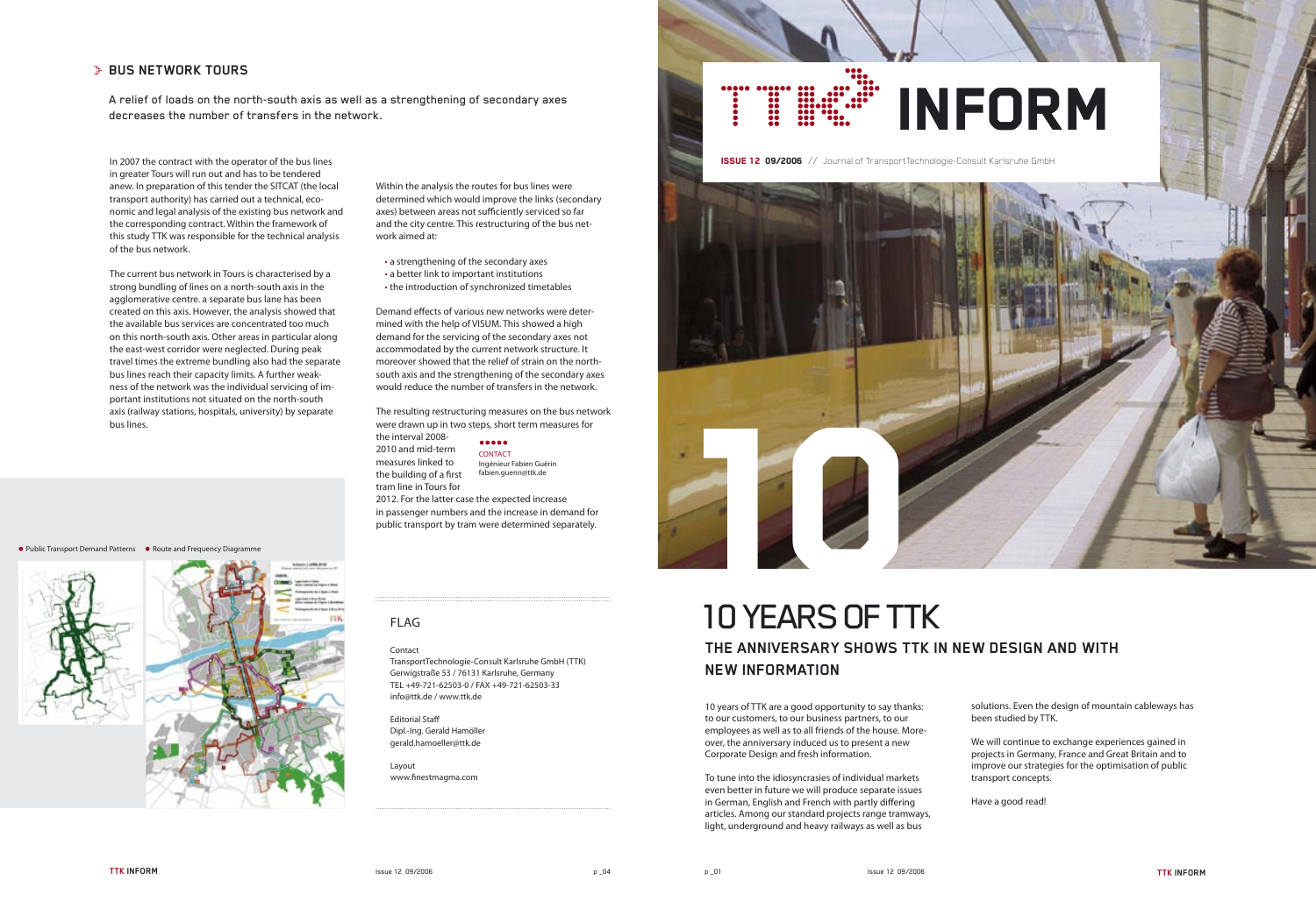## BUS NETWORK TOURS

A relief of loads on the north-south axis as well as a strengthening of secondary axes decreases the number of transfers in the network.

In 2007 the contract with the operator of the bus lines in greater Tours will run out and has to be tendered anew. In preparation of this tender the SITCAT (the local transport authority) has carried out a technical, economic and legal analysis of the existing bus network and the corresponding contract. Within the framework of this study TTK was responsible for the technical analysis of the bus network.

The current bus network in Tours is characterised by a strong bundling of lines on a north-south axis in the agglomerative centre. a separate bus lane has been created on this axis. However, the analysis showed that the available bus services are concentrated too much on this north-south axis. Other areas in particular along the east-west corridor were neglected. During peak travel times the extreme bundling also had the separate bus lines reach their capacity limits. A further weakness of the network was the individual servicing of important institutions not situated on the north-south axis (railway stations, hospitals, university) by separate bus lines.

Within the analysis the routes for bus lines were determined which would improve the links (secondary axes) between areas not sufficiently serviced so far and the city centre. This restructuring of the bus network aimed at:

- a strengthening of the secondary axes
- a better link to important institutions
- the introduction of synchronized timetables

Demand effects of various new networks were determined with the help of VISUM. This showed a high demand for the servicing of the secondary axes not accommodated by the current network structure. It moreover showed that the relief of strain on the north-south axis and the strengthening of the secondary axes would reduce the number of transfers in the network.

The resulting restructuring measures on the bus network were drawn up in two steps, short term measures for the interval 2008-2010 and mid-term measures linked to the building of a first tram line in Tours for 2012. For the latter case the expected increase in passenger numbers and the increase in demand for public transport by tram were determined separately.

CONTACT
Ingénieur Fabien Guérin
fabien.guerin@ttk.de

• Public Transport Demand Patterns • Route and Frequency Diagramme

### FLAG

Contact
TransportTechnologie-Consult Karlsruhe GmbH (TTK)
Gerwigstraße 53 / 76131 Karlsruhe, Germany
TEL +49-721-62503-0 / FAX +49-721-62503-33
info@ttk.de / www.ttk.de

Editorial Staff
Dipl.-Ing. Gerald Hamöller
gerald.hamoeller@ttk.de

Layout
www.finestmagma.com

# TTK INFORM

**ISSUE 12 09/2006** // Journal of TransportTechnologie-Consult Karlsruhe GmbH

10

# 10 YEARS OF TTK

## THE ANNIVERSARY SHOWS TTK IN NEW DESIGN AND WITH NEW INFORMATION

10 years of TTK are a good opportunity to say thanks: to our customers, to our business partners, to our employees as well as to all friends of the house. Moreover, the anniversary induced us to present a new Corporate Design and fresh information.

To tune into the idiosyncrasies of individual markets even better in future we will produce separate issues in German, English and French with partly differing articles. Among our standard projects range tramways, light, underground and heavy railways as well as bus solutions. Even the design of mountain cableways has been studied by TTK.

We will continue to exchange experiences gained in projects in Germany, France and Great Britain and to improve our strategies for the optimisation of public transport concepts.

Have a good read!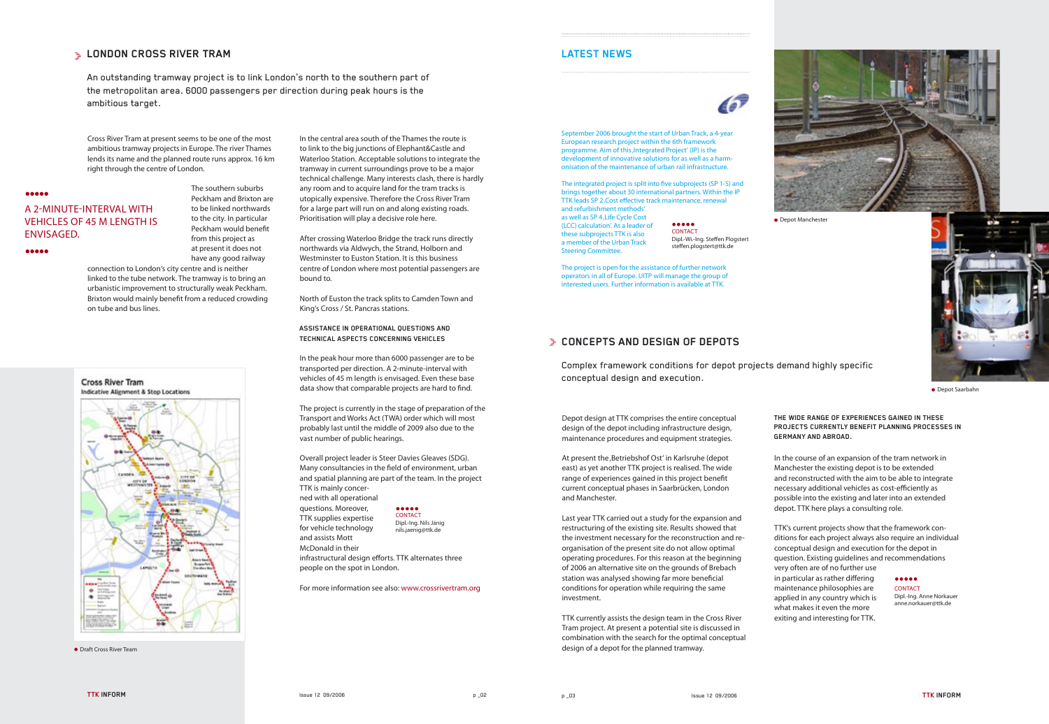## LONDON CROSS RIVER TRAM

An outstanding tramway project is to link London's north to the southern part of the metropolitan area. 6000 passengers per direction during peak hours is the ambitious target.

Cross River Tram at present seems to be one of the most ambitious tramway projects in Europe. The river Thames lends its name and the planned route runs approx. 16 km right through the centre of London.

**A 2-MINUTE-INTERVAL WITH VEHICLES OF 45 M LENGTH IS ENVISAGED.**

The southern suburbs Peckham and Brixton are to be linked northwards to the city. In particular Peckham would benefit from this project as at present it does not have any good railway connection to London's city centre and is neither linked to the tube network. The tramway is to bring an urbanistic improvement to structurally weak Peckham. Brixton would mainly benefit from a reduced crowding on tube and bus lines.

Cross River Tram
Indicative Alignment & Stop Locations

Draft Cross River Team

In the central area south of the Thames the route is to link to the big junctions of Elephant&Castle and Waterloo Station. Acceptable solutions to integrate the tramway in current surroundings prove to be a major technical challenge. Many interests clash, there is hardly any room and to acquire land for the tram tracks is utopically expensive. Therefore the Cross River Tram for a large part will run on and along existing roads. Prioritisation will play a decisive role here.

After crossing Waterloo Bridge the track runs directly northwards via Aldwych, the Strand, Holborn and Westminster to Euston Station. It is this business centre of London where most potential passengers are bound to.

North of Euston the track splits to Camden Town and King's Cross / St. Pancras stations.

### ASSISTANCE IN OPERATIONAL QUESTIONS AND TECHNICAL ASPECTS CONCERNING VEHICLES

In the peak hour more than 6000 passenger are to be transported per direction. A 2-minute-interval with vehicles of 45 m length is envisaged. Even these base data show that comparable projects are hard to find.

The project is currently in the stage of preparation of the Transport and Works Act (TWA) order which will most probably last until the middle of 2009 also due to the vast number of public hearings.

Overall project leader is Steer Davies Gleaves (SDG). Many consultancies in the field of environment, urban and spatial planning are part of the team. In the project TTK is mainly concerned with all operational questions. Moreover, TTK supplies expertise for vehicle technology and assists Mott McDonald in their infrastructural design efforts. TTK alternates three people on the spot in London.

CONTACT
Dipl.-Ing. Nils Jänig
nils.jaenig@ttk.de

For more information see also: www.crossrivertram.org

## LATEST NEWS

September 2006 brought the start of Urban Track, a 4-year European research project within the 6th framework programme. Aim of this ‚Integrated Project' (IP) is the development of innovative solutions for as well as a harmonisation of the maintenance of urban rail infrastructure.

The integrated project is split into five subprojects (SP 1-5) and brings together about 30 international partners. Within the IP TTK leads SP 2 ‚Cost effective track maintenance, renewal and refurbishment methods' as well as SP 4 ‚Life Cycle Cost (LCC) calculation'. As a leader of these subprojects TTK is also a member of the Urban Track Steering Committee.

CONTACT
Dipl.-Wi.-Ing. Steffen Plogstert
steffen.plogstert@ttk.de

The project is open for the assistance of further network operators in all of Europe. UITP will manage the group of interested users. Further information is available at TTK.

Depot Manchester

Depot Saarbahn

## CONCEPTS AND DESIGN OF DEPOTS

Complex framework conditions for depot projects demand highly specific conceptual design and execution.

Depot design at TTK comprises the entire conceptual design of the depot including infrastructure design, maintenance procedures and equipment strategies.

At present the ‚Betriebshof Ost' in Karlsruhe (depot east) as yet another TTK project is realised. The wide range of experiences gained in this project benefit current conceptual phases in Saarbrücken, London and Manchester.

Last year TTK carried out a study for the expansion and restructuring of the existing site. Results showed that the investment necessary for the reconstruction and reorganisation of the present site do not allow optimal operating procedures. For this reason at the beginning of 2006 an alternative site on the grounds of Brebach station was analysed showing far more beneficial conditions for operation while requiring the same investment.

TTK currently assists the design team in the Cross River Tram project. At present a potential site is discussed in combination with the search for the optimal conceptual design of a depot for the planned tramway.

### THE WIDE RANGE OF EXPERIENCES GAINED IN THESE PROJECTS CURRENTLY BENEFIT PLANNING PROCESSES IN GERMANY AND ABROAD.

In the course of an expansion of the tram network in Manchester the existing depot is to be extended and reconstructed with the aim to be able to integrate necessary additional vehicles as cost-efficiently as possible into the existing and later into an extended depot. TTK here plays a consulting role.

TTK's current projects show that the framework conditions for each project always also require an individual conceptual design and execution for the depot in question. Existing guidelines and recommendations very often are of no further use in particular as rather differing maintenance philosophies are applied in any country which is what makes it even the more exiting and interesting for TTK.

CONTACT
Dipl.-Ing. Anne Norkauer
anne.norkauer@ttk.de